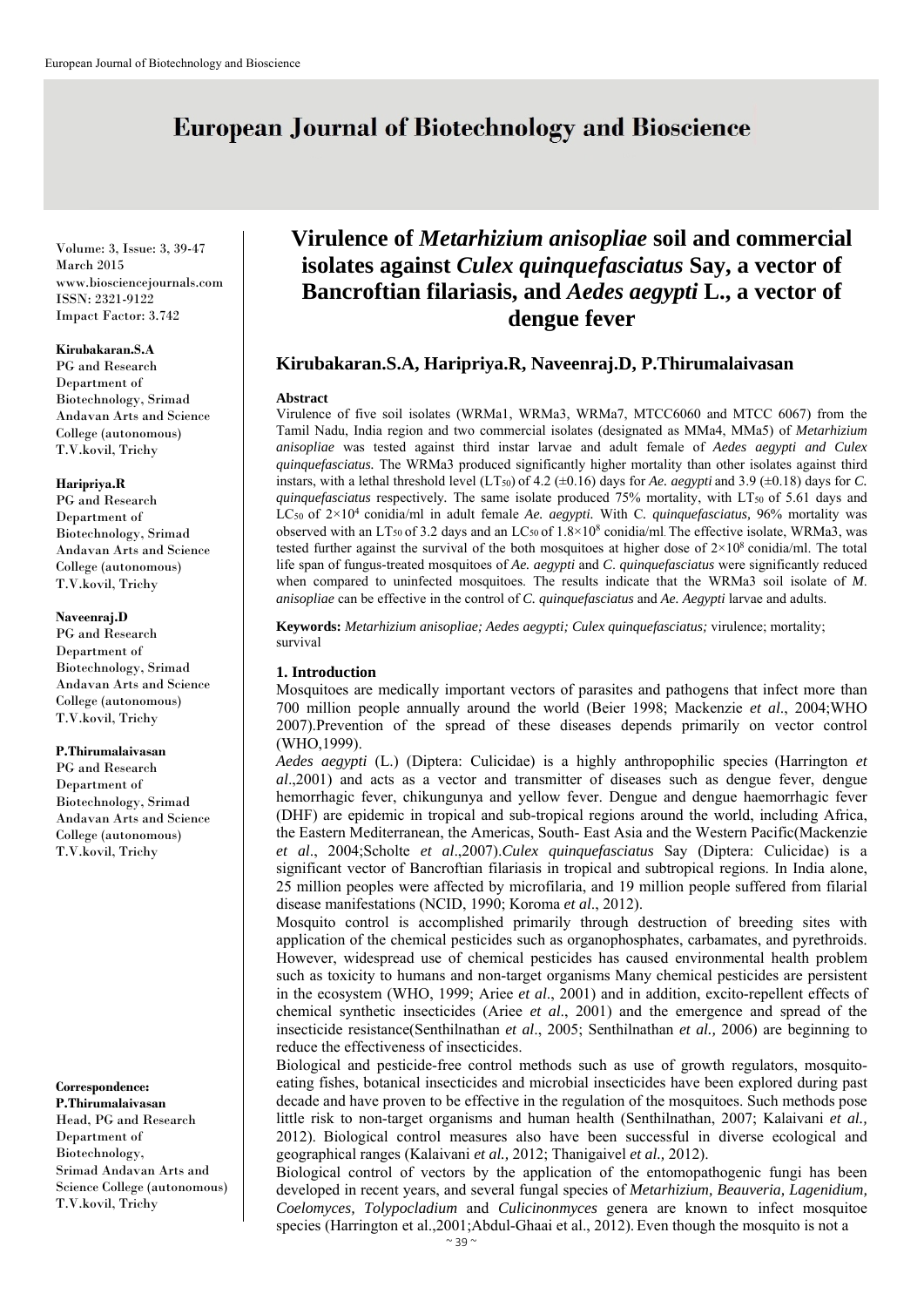# European Journal of Biotechnology and Bioscience

Volume: 3, Issue: 3, 39-47
March 2015
www.biosciencejournals.com
ISSN: 2321-9122
Impact Factor: 3.742

**Kirubakaran.S.A**
PG and Research Department of Biotechnology, Srimad Andavan Arts and Science College (autonomous) T.V.kovil, Trichy

**Haripriya.R**
PG and Research Department of Biotechnology, Srimad Andavan Arts and Science College (autonomous) T.V.kovil, Trichy

**Naveenraj.D**
PG and Research Department of Biotechnology, Srimad Andavan Arts and Science College (autonomous) T.V.kovil, Trichy

**P.Thirumalaivasan**
PG and Research Department of Biotechnology, Srimad Andavan Arts and Science College (autonomous) T.V.kovil, Trichy

**Correspondence:**
**P.Thirumalaivasan**
Head, PG and Research Department of Biotechnology, Srimad Andavan Arts and Science College (autonomous) T.V.kovil, Trichy

# Virulence of *Metarhizium anisopliae* soil and commercial isolates against *Culex quinquefasciatus* Say, a vector of Bancroftian filariasis, and *Aedes aegypti* L., a vector of dengue fever

**Kirubakaran.S.A, Haripriya.R, Naveenraj.D, P.Thirumalaivasan**

**Abstract**

Virulence of five soil isolates (WRMa1, WRMa3, WRMa7, MTCC6060 and MTCC 6067) from the Tamil Nadu, India region and two commercial isolates (designated as MMa4, MMa5) of *Metarhizium anisopliae* was tested against third instar larvae and adult female of *Aedes aegypti and Culex quinquefasciatus.* The WRMa3 produced significantly higher mortality than other isolates against third instars, with a lethal threshold level ($LT_{50}$) of 4.2 (±0.16) days for *Ae. aegypti* and 3.9 (±0.18) days for *C. quinquefasciatus* respectively. The same isolate produced 75% mortality, with $LT_{50}$ of 5.61 days and $LC_{50}$ of $2\times10^4$ conidia/ml in adult female *Ae. aegypti.* With C. *quinquefasciatus,* 96% mortality was observed with an $LT_{50}$ of 3.2 days and an $LC_{50}$ of $1.8\times10^8$ conidia/ml. The effective isolate, WRMa3, was tested further against the survival of the both mosquitoes at higher dose of $2\times10^8$ conidia/ml. The total life span of fungus-treated mosquitoes of *Ae. aegypti* and *C. quinquefasciatus* were significantly reduced when compared to uninfected mosquitoes. The results indicate that the WRMa3 soil isolate of *M. anisopliae* can be effective in the control of *C. quinquefasciatus* and *Ae. Aegypti* larvae and adults.

**Keywords:** *Metarhizium anisopliae; Aedes aegypti; Culex quinquefasciatus;* virulence; mortality; survival

## 1. Introduction

Mosquitoes are medically important vectors of parasites and pathogens that infect more than 700 million people annually around the world (Beier 1998; Mackenzie *et al*., 2004;WHO 2007).Prevention of the spread of these diseases depends primarily on vector control (WHO,1999).

*Aedes aegypti* (L.) (Diptera: Culicidae) is a highly anthropophilic species (Harrington *et al*.,2001) and acts as a vector and transmitter of diseases such as dengue fever, dengue hemorrhagic fever, chikungunya and yellow fever. Dengue and dengue haemorrhagic fever (DHF) are epidemic in tropical and sub-tropical regions around the world, including Africa, the Eastern Mediterranean, the Americas, South- East Asia and the Western Pacific(Mackenzie *et al*., 2004;Scholte *et al*.,2007).*Culex quinquefasciatus* Say (Diptera: Culicidae) is a significant vector of Bancroftian filariasis in tropical and subtropical regions. In India alone, 25 million peoples were affected by microfilaria, and 19 million people suffered from filarial disease manifestations (NCID, 1990; Koroma *et al*., 2012).

Mosquito control is accomplished primarily through destruction of breeding sites with application of the chemical pesticides such as organophosphates, carbamates, and pyrethroids. However, widespread use of chemical pesticides has caused environmental health problem such as toxicity to humans and non-target organisms Many chemical pesticides are persistent in the ecosystem (WHO, 1999; Ariee *et al*., 2001) and in addition, excito-repellent effects of chemical synthetic insecticides (Ariee *et al*., 2001) and the emergence and spread of the insecticide resistance(Senthilnathan *et al*., 2005; Senthilnathan *et al.,* 2006) are beginning to reduce the effectiveness of insecticides.

Biological and pesticide-free control methods such as use of growth regulators, mosquito-eating fishes, botanical insecticides and microbial insecticides have been explored during past decade and have proven to be effective in the regulation of the mosquitoes. Such methods pose little risk to non-target organisms and human health (Senthilnathan, 2007; Kalaivani *et al.,* 2012). Biological control measures also have been successful in diverse ecological and geographical ranges (Kalaivani *et al.,* 2012; Thanigaivel *et al.,* 2012).

Biological control of vectors by the application of the entomopathogenic fungi has been developed in recent years, and several fungal species of *Metarhizium, Beauveria, Lagenidium, Coelomyces, Tolypocladium* and *Culicinonmyces* genera are known to infect mosquitoe species (Harrington et al.,2001;Abdul-Ghaai et al., 2012). Even though the mosquito is not a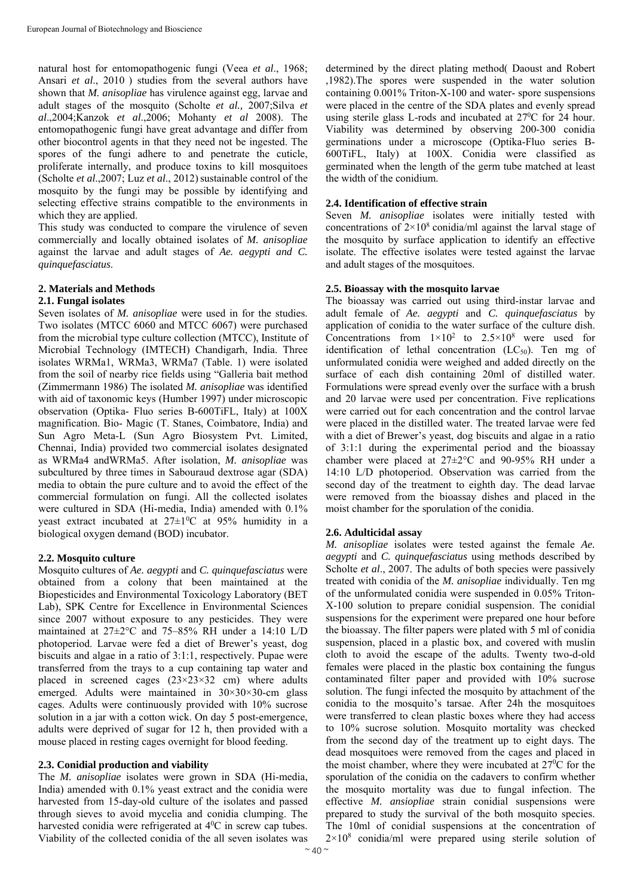natural host for entomopathogenic fungi (Veea *et al*., 1968; Ansari *et al*., 2010 ) studies from the several authors have shown that *M. anisopliae* has virulence against egg, larvae and adult stages of the mosquito (Scholte *et al.,* 2007;Silva *et al*.,2004;Kanzok *et al*.,2006; Mohanty *et al* 2008). The entomopathogenic fungi have great advantage and differ from other biocontrol agents in that they need not be ingested. The spores of the fungi adhere to and penetrate the cuticle, proliferate internally, and produce toxins to kill mosquitoes (Scholte *et al*.,2007; Luz *et al*., 2012) sustainable control of the mosquito by the fungi may be possible by identifying and selecting effective strains compatible to the environments in which they are applied.

This study was conducted to compare the virulence of seven commercially and locally obtained isolates of *M. anisopliae* against the larvae and adult stages of *Ae. aegypti and C. quinquefasciatus*.

## 2. Materials and Methods

### 2.1. Fungal isolates

Seven isolates of *M. anisopliae* were used in for the studies. Two isolates (MTCC 6060 and MTCC 6067) were purchased from the microbial type culture collection (MTCC), Institute of Microbial Technology (IMTECH) Chandigarh, India. Three isolates WRMa1, WRMa3, WRMa7 (Table. 1) were isolated from the soil of nearby rice fields using "Galleria bait method (Zimmermann 1986) The isolated *M. anisopliae* was identified with aid of taxonomic keys (Humber 1997) under microscopic observation (Optika- Fluo series B-600TiFL, Italy) at 100X magnification. Bio- Magic (T. Stanes, Coimbatore, India) and Sun Agro Meta-L (Sun Agro Biosystem Pvt. Limited, Chennai, India) provided two commercial isolates designated as WRMa4 andWRMa5. After isolation, *M. anisopliae* was subcultured by three times in Sabouraud dextrose agar (SDA) media to obtain the pure culture and to avoid the effect of the commercial formulation on fungi. All the collected isolates were cultured in SDA (Hi-media, India) amended with 0.1% yeast extract incubated at $27\pm1^0$C at 95% humidity in a biological oxygen demand (BOD) incubator.

### 2.2. Mosquito culture

Mosquito cultures of *Ae. aegypti* and *C. quinquefasciatus* were obtained from a colony that been maintained at the Biopesticides and Environmental Toxicology Laboratory (BET Lab), SPK Centre for Excellence in Environmental Sciences since 2007 without exposure to any pesticides. They were maintained at 27±2°C and 75–85% RH under a 14:10 L/D photoperiod. Larvae were fed a diet of Brewer's yeast, dog biscuits and algae in a ratio of 3:1:1, respectively. Pupae were transferred from the trays to a cup containing tap water and placed in screened cages (23×23×32 cm) where adults emerged. Adults were maintained in 30×30×30-cm glass cages. Adults were continuously provided with 10% sucrose solution in a jar with a cotton wick. On day 5 post-emergence, adults were deprived of sugar for 12 h, then provided with a mouse placed in resting cages overnight for blood feeding.

### 2.3. Conidial production and viability

The *M. anisopliae* isolates were grown in SDA (Hi-media, India) amended with 0.1% yeast extract and the conidia were harvested from 15-day-old culture of the isolates and passed through sieves to avoid mycelia and conidia clumping. The harvested conidia were refrigerated at $4^0$C in screw cap tubes. Viability of the collected conidia of the all seven isolates was determined by the direct plating method( Daoust and Robert ,1982).The spores were suspended in the water solution containing 0.001% Triton-X-100 and water- spore suspensions were placed in the centre of the SDA plates and evenly spread using sterile glass L-rods and incubated at $27^0$C for 24 hour. Viability was determined by observing 200-300 conidia germinations under a microscope (Optika-Fluo series B-600TiFL, Italy) at 100X. Conidia were classified as germinated when the length of the germ tube matched at least the width of the conidium.

### 2.4. Identification of effective strain

Seven *M. anisopliae* isolates were initially tested with concentrations of $2\times10^8$ conidia/ml against the larval stage of the mosquito by surface application to identify an effective isolate. The effective isolates were tested against the larvae and adult stages of the mosquitoes.

### 2.5. Bioassay with the mosquito larvae

The bioassay was carried out using third-instar larvae and adult female of *Ae. aegypti* and *C. quinquefasciatus* by application of conidia to the water surface of the culture dish. Concentrations from $1\times10^2$ to $2.5\times10^8$ were used for identification of lethal concentration ($LC_{50}$). Ten mg of unformulated conidia were weighed and added directly on the surface of each dish containing 20ml of distilled water. Formulations were spread evenly over the surface with a brush and 20 larvae were used per concentration. Five replications were carried out for each concentration and the control larvae were placed in the distilled water. The treated larvae were fed with a diet of Brewer's yeast, dog biscuits and algae in a ratio of 3:1:1 during the experimental period and the bioassay chamber were placed at 27±2°C and 90-95% RH under a 14:10 L/D photoperiod. Observation was carried from the second day of the treatment to eighth day. The dead larvae were removed from the bioassay dishes and placed in the moist chamber for the sporulation of the conidia.

### 2.6. Adulticidal assay

*M. anisopliae* isolates were tested against the female *Ae. aegypti* and *C. quinquefasciatus* using methods described by Scholte *et al*., 2007. The adults of both species were passively treated with conidia of the *M. anisopliae* individually. Ten mg of the unformulated conidia were suspended in 0.05% Triton-X-100 solution to prepare conidial suspension. The conidial suspensions for the experiment were prepared one hour before the bioassay. The filter papers were plated with 5 ml of conidia suspension, placed in a plastic box, and covered with muslin cloth to avoid the escape of the adults. Twenty two-d-old females were placed in the plastic box containing the fungus contaminated filter paper and provided with 10% sucrose solution. The fungi infected the mosquito by attachment of the conidia to the mosquito's tarsae. After 24h the mosquitoes were transferred to clean plastic boxes where they had access to 10% sucrose solution. Mosquito mortality was checked from the second day of the treatment up to eight days. The dead mosquitoes were removed from the cages and placed in the moist chamber, where they were incubated at $27^0$C for the sporulation of the conidia on the cadavers to confirm whether the mosquito mortality was due to fungal infection. The effective *M. ansiopliae* strain conidial suspensions were prepared to study the survival of the both mosquito species. The 10ml of conidial suspensions at the concentration of $2\times10^8$ conidia/ml were prepared using sterile solution of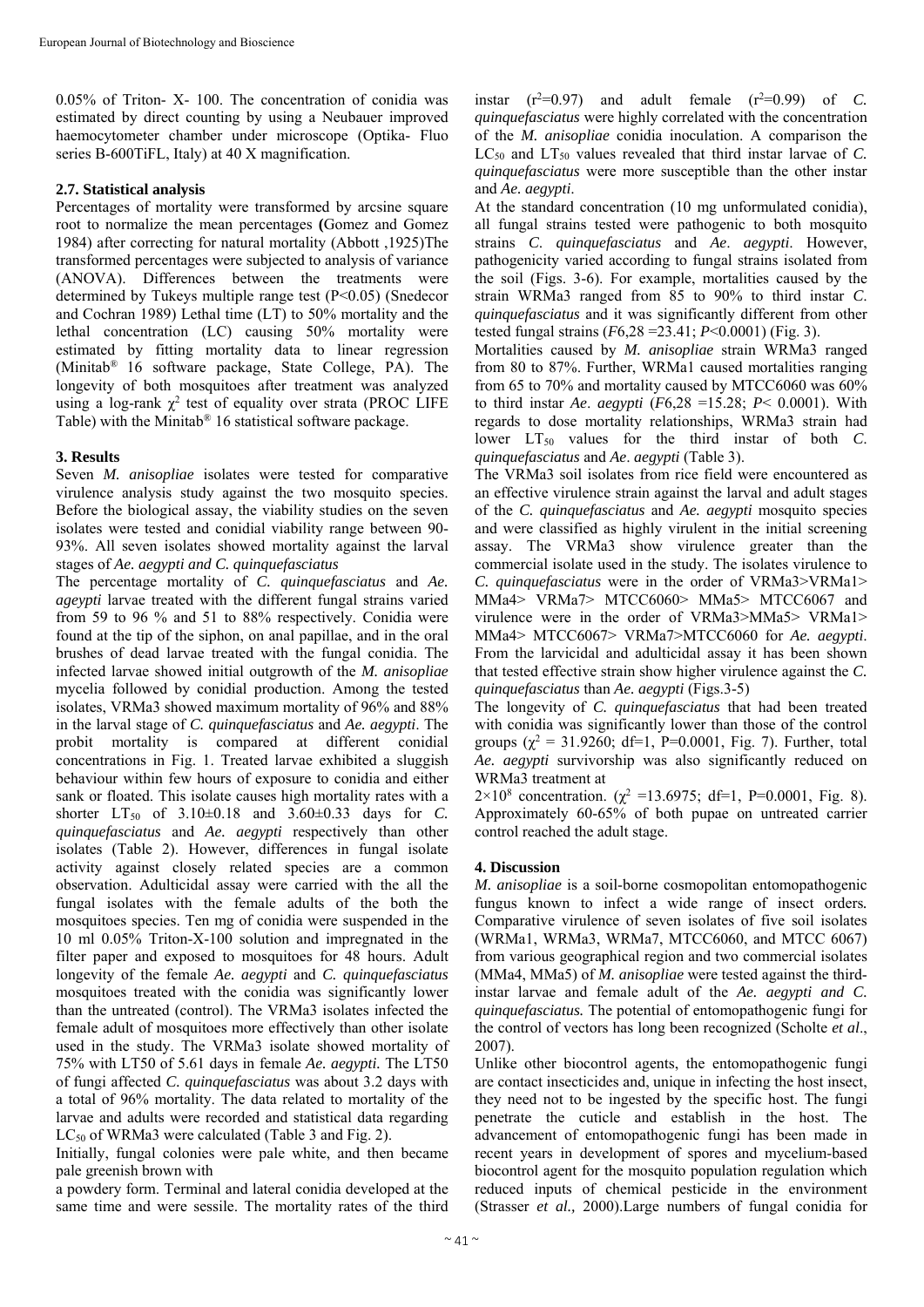0.05% of Triton- X- 100. The concentration of conidia was estimated by direct counting by using a Neubauer improved haemocytometer chamber under microscope (Optika- Fluo series B-600TiFL, Italy) at 40 X magnification.

### 2.7. Statistical analysis

Percentages of mortality were transformed by arcsine square root to normalize the mean percentages **(**Gomez and Gomez 1984) after correcting for natural mortality (Abbott ,1925)The transformed percentages were subjected to analysis of variance (ANOVA). Differences between the treatments were determined by Tukeys multiple range test (P<0.05) (Snedecor and Cochran 1989) Lethal time (LT) to 50% mortality and the lethal concentration (LC) causing 50% mortality were estimated by fitting mortality data to linear regression (Minitab® 16 software package, State College, PA). The longevity of both mosquitoes after treatment was analyzed using a log-rank $\chi^2$ test of equality over strata (PROC LIFE Table) with the Minitab® 16 statistical software package.

## 3. Results

Seven *M. anisopliae* isolates were tested for comparative virulence analysis study against the two mosquito species. Before the biological assay, the viability studies on the seven isolates were tested and conidial viability range between 90-93%. All seven isolates showed mortality against the larval stages of *Ae. aegypti and C. quinquefasciatus*

The percentage mortality of *C. quinquefasciatus* and *Ae. ageypti* larvae treated with the different fungal strains varied from 59 to 96 % and 51 to 88% respectively. Conidia were found at the tip of the siphon, on anal papillae, and in the oral brushes of dead larvae treated with the fungal conidia. The infected larvae showed initial outgrowth of the *M. anisopliae* mycelia followed by conidial production. Among the tested isolates, VRMa3 showed maximum mortality of 96% and 88% in the larval stage of *C. quinquefasciatus* and *Ae. aegypti*. The probit mortality is compared at different conidial concentrations in Fig. 1. Treated larvae exhibited a sluggish behaviour within few hours of exposure to conidia and either sank or floated. This isolate causes high mortality rates with a shorter $LT_{50}$ of 3.10±0.18 and 3.60±0.33 days for *C. quinquefasciatus* and *Ae. aegypti* respectively than other isolates (Table 2). However, differences in fungal isolate activity against closely related species are a common observation. Adulticidal assay were carried with the all the fungal isolates with the female adults of the both the mosquitoes species. Ten mg of conidia were suspended in the 10 ml 0.05% Triton-X-100 solution and impregnated in the filter paper and exposed to mosquitoes for 48 hours. Adult longevity of the female *Ae. aegypti* and *C. quinquefasciatus* mosquitoes treated with the conidia was significantly lower than the untreated (control). The VRMa3 isolates infected the female adult of mosquitoes more effectively than other isolate used in the study. The VRMa3 isolate showed mortality of 75% with LT50 of 5.61 days in female *Ae. aegypti.* The LT50 of fungi affected *C. quinquefasciatus* was about 3.2 days with a total of 96% mortality. The data related to mortality of the larvae and adults were recorded and statistical data regarding $LC_{50}$ of WRMa3 were calculated (Table 3 and Fig. 2).

Initially, fungal colonies were pale white, and then became pale greenish brown with a powdery form. Terminal and lateral conidia developed at the same time and were sessile. The mortality rates of the third instar ($r^2$=0.97) and adult female ($r^2$=0.99) of *C. quinquefasciatus* were highly correlated with the concentration of the *M. anisopliae* conidia inoculation. A comparison the $LC_{50}$ and $LT_{50}$ values revealed that third instar larvae of *C. quinquefasciatus* were more susceptible than the other instar and *Ae. aegypti*.

At the standard concentration (10 mg unformulated conidia), all fungal strains tested were pathogenic to both mosquito strains *C*. *quinquefasciatus* and *Ae*. *aegypti*. However, pathogenicity varied according to fungal strains isolated from the soil (Figs. 3-6). For example, mortalities caused by the strain WRMa3 ranged from 85 to 90% to third instar *C*. *quinquefasciatus* and it was significantly different from other tested fungal strains ($F6,28$ =23.41; $P$<0.0001) (Fig. 3).

Mortalities caused by *M. anisopliae* strain WRMa3 ranged from 80 to 87%. Further, WRMa1 caused mortalities ranging from 65 to 70% and mortality caused by MTCC6060 was 60% to third instar *Ae*. *aegypti* ($F6,28$ =15.28; $P$< 0.0001). With regards to dose mortality relationships, WRMa3 strain had lower $LT_{50}$ values for the third instar of both *C*. *quinquefasciatus* and *Ae*. *aegypti* (Table 3).

The VRMa3 soil isolates from rice field were encountered as an effective virulence strain against the larval and adult stages of the *C. quinquefasciatus* and *Ae. aegypti* mosquito species and were classified as highly virulent in the initial screening assay. The VRMa3 show virulence greater than the commercial isolate used in the study. The isolates virulence to *C. quinquefasciatus* were in the order of VRMa3>VRMa1> MMa4> VRMa7> MTCC6060> MMa5> MTCC6067 and virulence were in the order of VRMa3>MMa5> VRMa1> MMa4> MTCC6067> VRMa7>MTCC6060 for *Ae. aegypti*. From the larvicidal and adulticidal assay it has been shown that tested effective strain show higher virulence against the *C. quinquefasciatus* than *Ae. aegypti* (Figs.3-5)

The longevity of *C. quinquefasciatus* that had been treated with conidia was significantly lower than those of the control groups ($\chi^2$ = 31.9260; df=1, P=0.0001, Fig. 7). Further, total *Ae. aegypti* survivorship was also significantly reduced on WRMa3 treatment at $2\times10^8$ concentration. ($\chi^2$ =13.6975; df=1, P=0.0001, Fig. 8). Approximately 60-65% of both pupae on untreated carrier control reached the adult stage.

## 4. Discussion

*M. anisopliae* is a soil-borne cosmopolitan entomopathogenic fungus known to infect a wide range of insect orders*.* Comparative virulence of seven isolates of five soil isolates (WRMa1, WRMa3, WRMa7, MTCC6060, and MTCC 6067) from various geographical region and two commercial isolates (MMa4, MMa5) of *M. anisopliae* were tested against the third-instar larvae and female adult of the *Ae. aegypti and C. quinquefasciatus.* The potential of entomopathogenic fungi for the control of vectors has long been recognized (Scholte *et al*., 2007).

Unlike other biocontrol agents, the entomopathogenic fungi are contact insecticides and, unique in infecting the host insect, they need not to be ingested by the specific host. The fungi penetrate the cuticle and establish in the host. The advancement of entomopathogenic fungi has been made in recent years in development of spores and mycelium-based biocontrol agent for the mosquito population regulation which reduced inputs of chemical pesticide in the environment (Strasser *et al.,* 2000).Large numbers of fungal conidia for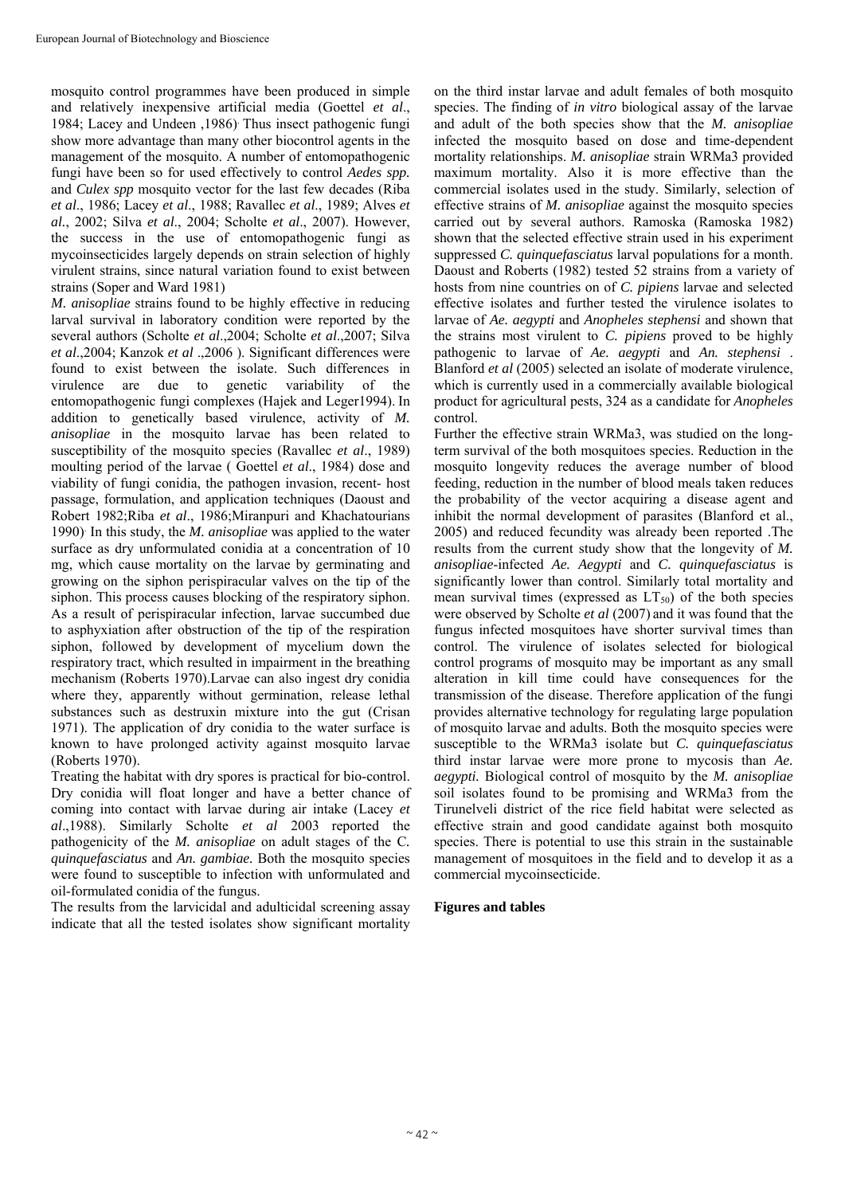mosquito control programmes have been produced in simple and relatively inexpensive artificial media (Goettel *et al*., 1984; Lacey and Undeen ,1986). Thus insect pathogenic fungi show more advantage than many other biocontrol agents in the management of the mosquito. A number of entomopathogenic fungi have been so for used effectively to control *Aedes spp.* and *Culex spp* mosquito vector for the last few decades (Riba *et al*., 1986; Lacey *et al*., 1988; Ravallec *et al*., 1989; Alves *et al.*, 2002; Silva *et al*., 2004; Scholte *et al*., 2007). However, the success in the use of entomopathogenic fungi as mycoinsecticides largely depends on strain selection of highly virulent strains, since natural variation found to exist between strains (Soper and Ward 1981)

*M. anisopliae* strains found to be highly effective in reducing larval survival in laboratory condition were reported by the several authors (Scholte *et al*.,2004; Scholte *et al*.,2007; Silva *et al*.,2004; Kanzok *et al* .,2006 ). Significant differences were found to exist between the isolate. Such differences in virulence are due to genetic variability of the entomopathogenic fungi complexes (Hajek and Leger1994). In addition to genetically based virulence, activity of *M. anisopliae* in the mosquito larvae has been related to susceptibility of the mosquito species (Ravallec *et al*., 1989) moulting period of the larvae ( Goettel *et al*., 1984) dose and viability of fungi conidia, the pathogen invasion, recent- host passage, formulation, and application techniques (Daoust and Robert 1982;Riba *et al*., 1986;Miranpuri and Khachatourians 1990). In this study, the *M. anisopliae* was applied to the water surface as dry unformulated conidia at a concentration of 10 mg, which cause mortality on the larvae by germinating and growing on the siphon perispiracular valves on the tip of the siphon. This process causes blocking of the respiratory siphon. As a result of perispiracular infection, larvae succumbed due to asphyxiation after obstruction of the tip of the respiration siphon, followed by development of mycelium down the respiratory tract, which resulted in impairment in the breathing mechanism (Roberts 1970).Larvae can also ingest dry conidia where they, apparently without germination, release lethal substances such as destruxin mixture into the gut (Crisan 1971). The application of dry conidia to the water surface is known to have prolonged activity against mosquito larvae (Roberts 1970).

Treating the habitat with dry spores is practical for bio-control. Dry conidia will float longer and have a better chance of coming into contact with larvae during air intake (Lacey *et al*.,1988). Similarly Scholte *et al* 2003 reported the pathogenicity of the *M. anisopliae* on adult stages of the C. *quinquefasciatus* and *An. gambiae.* Both the mosquito species were found to susceptible to infection with unformulated and oil-formulated conidia of the fungus.

The results from the larvicidal and adulticidal screening assay indicate that all the tested isolates show significant mortality on the third instar larvae and adult females of both mosquito species. The finding of *in vitro* biological assay of the larvae and adult of the both species show that the *M. anisopliae* infected the mosquito based on dose and time-dependent mortality relationships. *M. anisopliae* strain WRMa3 provided maximum mortality. Also it is more effective than the commercial isolates used in the study. Similarly, selection of effective strains of *M. anisopliae* against the mosquito species carried out by several authors. Ramoska (Ramoska 1982) shown that the selected effective strain used in his experiment suppressed *C. quinquefasciatus* larval populations for a month. Daoust and Roberts (1982) tested 52 strains from a variety of hosts from nine countries on of *C. pipiens* larvae and selected effective isolates and further tested the virulence isolates to larvae of *Ae. aegypti* and *Anopheles stephensi* and shown that the strains most virulent to *C. pipiens* proved to be highly pathogenic to larvae of *Ae. aegypti* and *An. stephensi* . Blanford *et al* (2005) selected an isolate of moderate virulence, which is currently used in a commercially available biological product for agricultural pests, 324 as a candidate for *Anopheles* control.

Further the effective strain WRMa3, was studied on the long-term survival of the both mosquitoes species. Reduction in the mosquito longevity reduces the average number of blood feeding, reduction in the number of blood meals taken reduces the probability of the vector acquiring a disease agent and inhibit the normal development of parasites (Blanford et al., 2005) and reduced fecundity was already been reported .The results from the current study show that the longevity of *M. anisopliae*-infected *Ae. Aegypti* and *C. quinquefasciatus* is significantly lower than control. Similarly total mortality and mean survival times (expressed as $LT_{50}$) of the both species were observed by Scholte *et al* (2007) and it was found that the fungus infected mosquitoes have shorter survival times than control. The virulence of isolates selected for biological control programs of mosquito may be important as any small alteration in kill time could have consequences for the transmission of the disease. Therefore application of the fungi provides alternative technology for regulating large population of mosquito larvae and adults. Both the mosquito species were susceptible to the WRMa3 isolate but *C. quinquefasciatus* third instar larvae were more prone to mycosis than *Ae. aegypti.* Biological control of mosquito by the *M. anisopliae* soil isolates found to be promising and WRMa3 from the Tirunelveli district of the rice field habitat were selected as effective strain and good candidate against both mosquito species. There is potential to use this strain in the sustainable management of mosquitoes in the field and to develop it as a commercial mycoinsecticide.

**Figures and tables**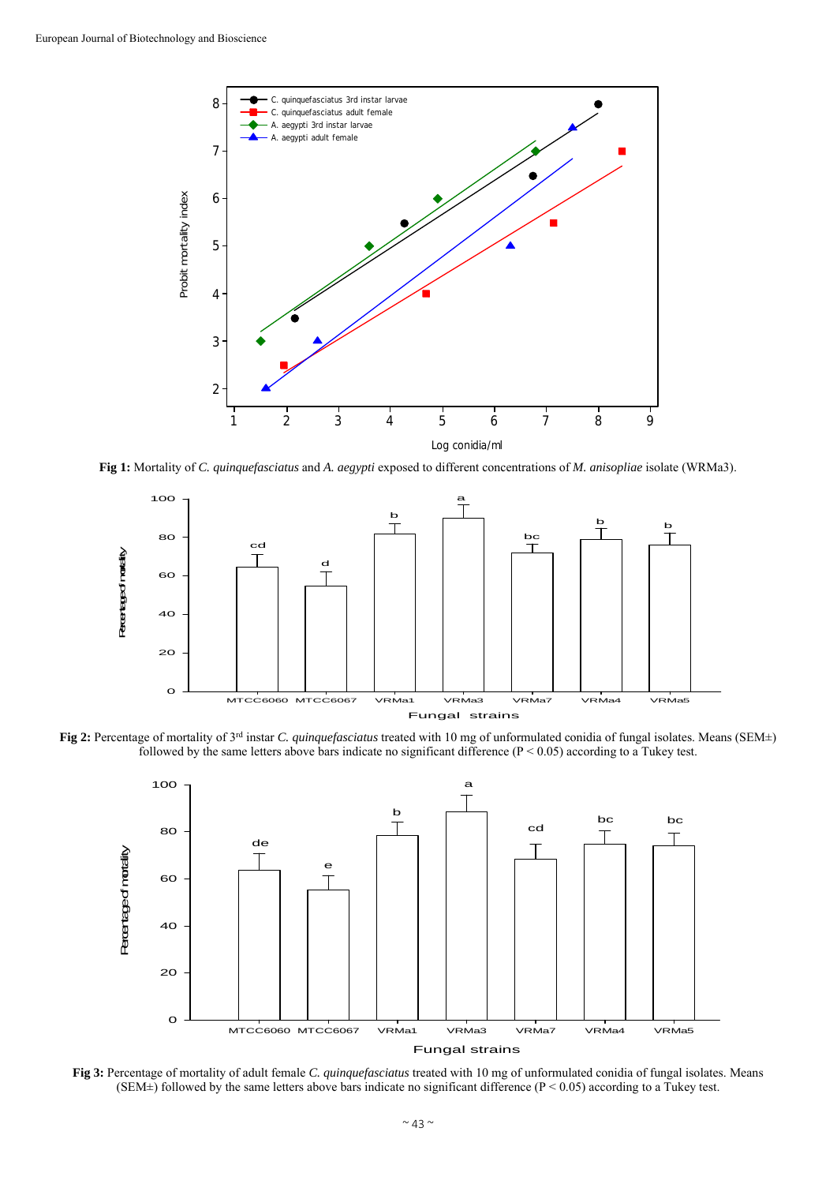**Fig 1:** Mortality of *C. quinquefasciatus* and *A. aegypti* exposed to different concentrations of *M. anisopliae* isolate (WRMa3).

**Fig 2:** Percentage of mortality of 3rd instar *C. quinquefasciatus* treated with 10 mg of unformulated conidia of fungal isolates. Means (SEM±) followed by the same letters above bars indicate no significant difference ($P < 0.05$) according to a Tukey test.

**Fig 3:** Percentage of mortality of adult female *C. quinquefasciatus* treated with 10 mg of unformulated conidia of fungal isolates. Means (SEM±) followed by the same letters above bars indicate no significant difference ($P < 0.05$) according to a Tukey test.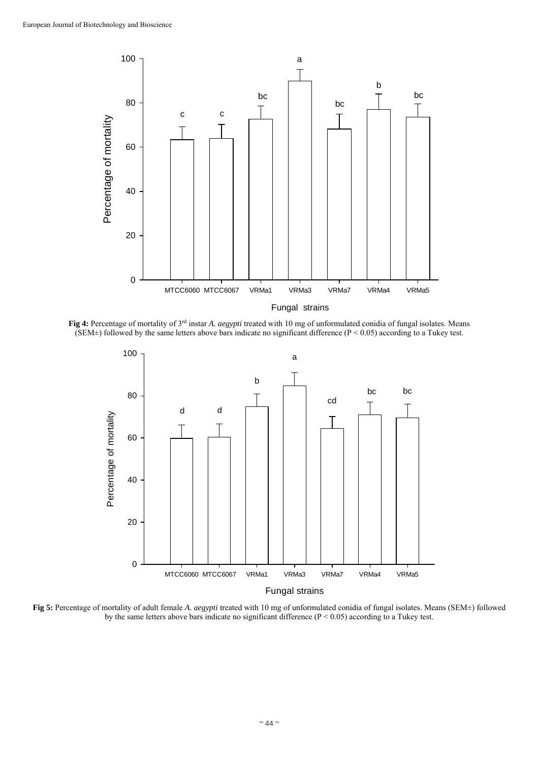**Fig 4:** Percentage of mortality of 3rd instar *A. aegypti* treated with 10 mg of unformulated conidia of fungal isolates. Means (SEM±) followed by the same letters above bars indicate no significant difference (P < 0.05) according to a Tukey test.

**Fig 5:** Percentage of mortality of adult female *A. aegypti* treated with 10 mg of unformulated conidia of fungal isolates. Means (SEM±) followed by the same letters above bars indicate no significant difference (P < 0.05) according to a Tukey test.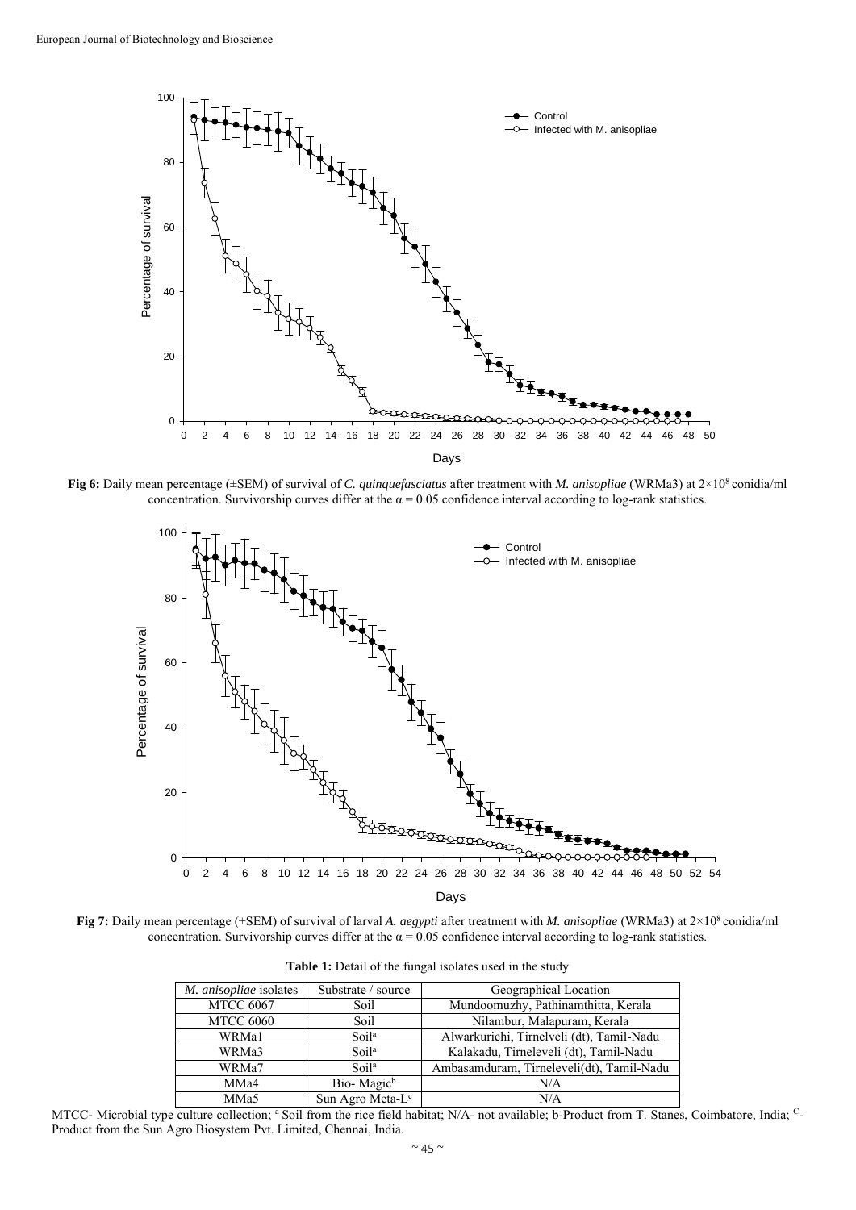**Fig 6:** Daily mean percentage (±SEM) of survival of *C. quinquefasciatus* after treatment with *M. anisopliae* (WRMa3) at $2\times10^{8}$ conidia/ml concentration. Survivorship curves differ at the $\alpha = 0.05$ confidence interval according to log-rank statistics.

**Fig 7:** Daily mean percentage (±SEM) of survival of larval *A. aegypti* after treatment with *M. anisopliae* (WRMa3) at $2\times10^{8}$ conidia/ml concentration. Survivorship curves differ at the $\alpha = 0.05$ confidence interval according to log-rank statistics.

**Table 1:** Detail of the fungal isolates used in the study

| *M. anisopliae* isolates | Substrate / source | Geographical Location |
|---|---|---|
| MTCC 6067 | Soil | Mundoomuzhy, Pathinamthitta, Kerala |
| MTCC 6060 | Soil | Nilambur, Malapuram, Kerala |
| WRMa1 | Soil[a] | Alwarkurichi, Tirnelveli (dt), Tamil-Nadu |
| WRMa3 | Soil[a] | Kalakadu, Tirneleveli (dt), Tamil-Nadu |
| WRMa7 | Soil[a] | Ambasamduram, Tirneleveli(dt), Tamil-Nadu |
| MMa4 | Bio- Magic[b] | N/A |
| MMa5 | Sun Agro Meta-L[c] | N/A |

MTCC- Microbial type culture collection; [a]-Soil from the rice field habitat; N/A- not available; b-Product from T. Stanes, Coimbatore, India; [C]-Product from the Sun Agro Biosystem Pvt. Limited, Chennai, India.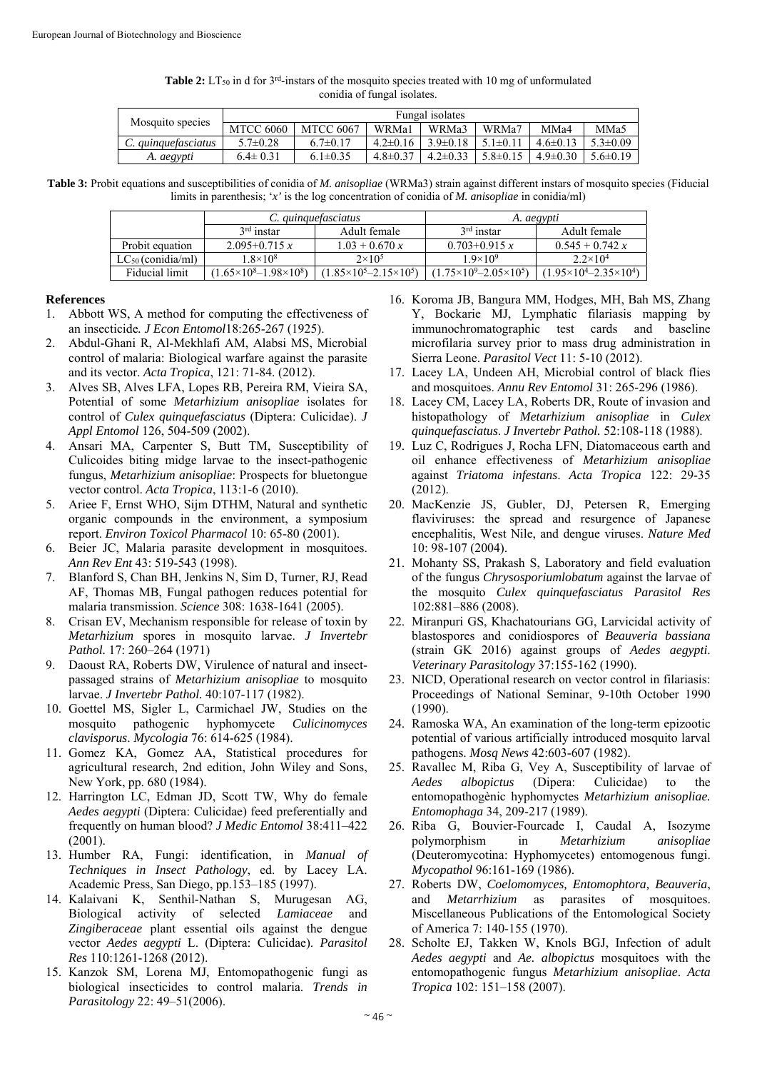**Table 2:** $LT_{50}$ in d for 3rd-instars of the mosquito species treated with 10 mg of unformulated conidia of fungal isolates.

| Mosquito species | Fungal isolates | | | | | | |
|---|---|---|---|---|---|---|---|
| | MTCC 6060 | MTCC 6067 | WRMa1 | WRMa3 | WRMa7 | MMa4 | MMa5 |
| *C. quinquefasciatus* | 5.7±0.28 | 6.7±0.17 | 4.2±0.16 | 3.9±0.18 | 5.1±0.11 | 4.6±0.13 | 5.3±0.09 |
| *A. aegypti* | 6.4± 0.31 | 6.1±0.35 | 4.8±0.37 | 4.2±0.33 | 5.8±0.15 | 4.9±0.30 | 5.6±0.19 |

**Table 3:** Probit equations and susceptibilities of conidia of *M. anisopliae* (WRMa3) strain against different instars of mosquito species (Fiducial limits in parenthesis; '*x*' is the log concentration of conidia of *M. anisopliae* in conidia/ml)

| | *C. quinquefasciatus* | | *A. aegypti* | |
|---|---|---|---|---|
| | 3rd instar | Adult female | 3rd instar | Adult female |
| Probit equation | $2.095+0.715\,x$ | $1.03 + 0.670\,x$ | $0.703+0.915\,x$ | $0.545 + 0.742\,x$ |
| $LC_{50}$ (conidia/ml) | $1.8\times10^8$ | $2\times10^5$ | $1.9\times10^9$ | $2.2\times10^4$ |
| Fiducial limit | $(1.65\times10^8–1.98\times10^8)$ | $(1.85\times10^5–2.15\times10^5)$ | $(1.75\times10^9–2.05\times10^5)$ | $(1.95\times10^4–2.35\times10^4)$ |

## References

1. Abbott WS, A method for computing the effectiveness of an insecticide. *J Econ Entomol*18:265-267 (1925).
2. Abdul-Ghani R, Al-Mekhlafi AM, Alabsi MS, Microbial control of malaria: Biological warfare against the parasite and its vector. *Acta Tropica*, 121: 71-84. (2012).
3. Alves SB, Alves LFA, Lopes RB, Pereira RM, Vieira SA, Potential of some *Metarhizium anisopliae* isolates for control of *Culex quinquefasciatus* (Diptera: Culicidae). *J Appl Entomol* 126, 504-509 (2002).
4. Ansari MA, Carpenter S, Butt TM, Susceptibility of Culicoides biting midge larvae to the insect-pathogenic fungus, *Metarhizium anisopliae*: Prospects for bluetongue vector control. *Acta Tropica*, 113:1-6 (2010).
5. Ariee F, Ernst WHO, Sijm DTHM, Natural and synthetic organic compounds in the environment, a symposium report. *Environ Toxicol Pharmacol* 10: 65-80 (2001).
6. Beier JC, Malaria parasite development in mosquitoes. *Ann Rev Ent* 43: 519-543 (1998).
7. Blanford S, Chan BH, Jenkins N, Sim D, Turner, RJ, Read AF, Thomas MB, Fungal pathogen reduces potential for malaria transmission. *Science* 308: 1638-1641 (2005).
8. Crisan EV, Mechanism responsible for release of toxin by *Metarhizium* spores in mosquito larvae. *J Invertebr Pathol.* 17: 260–264 (1971)
9. Daoust RA, Roberts DW, Virulence of natural and insect-passaged strains of *Metarhizium anisopliae* to mosquito larvae. *J Invertebr Pathol.* 40:107-117 (1982).
10. Goettel MS, Sigler L, Carmichael JW, Studies on the mosquito pathogenic hyphomycete *Culicinomyces clavisporus*. *Mycologia* 76: 614-625 (1984).
11. Gomez KA, Gomez AA, Statistical procedures for agricultural research, 2nd edition, John Wiley and Sons, New York, pp. 680 (1984).
12. Harrington LC, Edman JD, Scott TW, Why do female *Aedes aegypti* (Diptera: Culicidae) feed preferentially and frequently on human blood? *J Medic Entomol* 38:411–422 (2001).
13. Humber RA, Fungi: identification, in *Manual of Techniques in Insect Pathology*, ed. by Lacey LA. Academic Press, San Diego, pp.153–185 (1997).
14. Kalaivani K, Senthil-Nathan S, Murugesan AG, Biological activity of selected *Lamiaceae* and *Zingiberaceae* plant essential oils against the dengue vector *Aedes aegypti* L. (Diptera: Culicidae). *Parasitol Res* 110:1261-1268 (2012).
15. Kanzok SM, Lorena MJ, Entomopathogenic fungi as biological insecticides to control malaria. *Trends in Parasitology* 22: 49–51(2006).
16. Koroma JB, Bangura MM, Hodges, MH, Bah MS, Zhang Y, Bockarie MJ, Lymphatic filariasis mapping by immunochromatographic test cards and baseline microfilaria survey prior to mass drug administration in Sierra Leone. *Parasitol Vect* 11: 5-10 (2012).
17. Lacey LA, Undeen AH, Microbial control of black flies and mosquitoes. *Annu Rev Entomol* 31: 265-296 (1986).
18. Lacey CM, Lacey LA, Roberts DR, Route of invasion and histopathology of *Metarhizium anisopliae* in *Culex quinquefasciatus*. *J Invertebr Pathol.* 52:108-118 (1988).
19. Luz C, Rodrigues J, Rocha LFN, Diatomaceous earth and oil enhance effectiveness of *Metarhizium anisopliae* against *Triatoma infestans*. *Acta Tropica* 122: 29-35 (2012).
20. MacKenzie JS, Gubler, DJ, Petersen R, Emerging flaviviruses: the spread and resurgence of Japanese encephalitis, West Nile, and dengue viruses. *Nature Med* 10: 98-107 (2004).
21. Mohanty SS, Prakash S, Laboratory and field evaluation of the fungus *Chrysosporiumlobatum* against the larvae of the mosquito *Culex quinquefasciatus Parasitol Res* 102:881–886 (2008).
22. Miranpuri GS, Khachatourians GG, Larvicidal activity of blastospores and conidiospores of *Beauveria bassiana* (strain GK 2016) against groups of *Aedes aegypti*. *Veterinary Parasitology* 37:155-162 (1990).
23. NICD, Operational research on vector control in filariasis: Proceedings of National Seminar, 9-10th October 1990 (1990).
24. Ramoska WA, An examination of the long-term epizootic potential of various artificially introduced mosquito larval pathogens. *Mosq News* 42:603-607 (1982).
25. Ravallec M, Riba G, Vey A, Susceptibility of larvae of *Aedes albopictus* (Dipera: Culicidae) to the entomopathogènic hyphomyctes *Metarhizium anisopliae.* *Entomophaga* 34, 209-217 (1989).
26. Riba G, Bouvier-Fourcade I, Caudal A, Isozyme polymorphism in *Metarhizium anisopliae* (Deuteromycotina: Hyphomycetes) entomogenous fungi. *Mycopathol* 96:161-169 (1986).
27. Roberts DW, *Coelomomyces, Entomophtora, Beauveria*, and *Metarrhizium* as parasites of mosquitoes. Miscellaneous Publications of the Entomological Society of America 7: 140-155 (1970).
28. Scholte EJ, Takken W, Knols BGJ, Infection of adult *Aedes aegypti* and *Ae. albopictus* mosquitoes with the entomopathogenic fungus *Metarhizium anisopliae*. *Acta Tropica* 102: 151–158 (2007).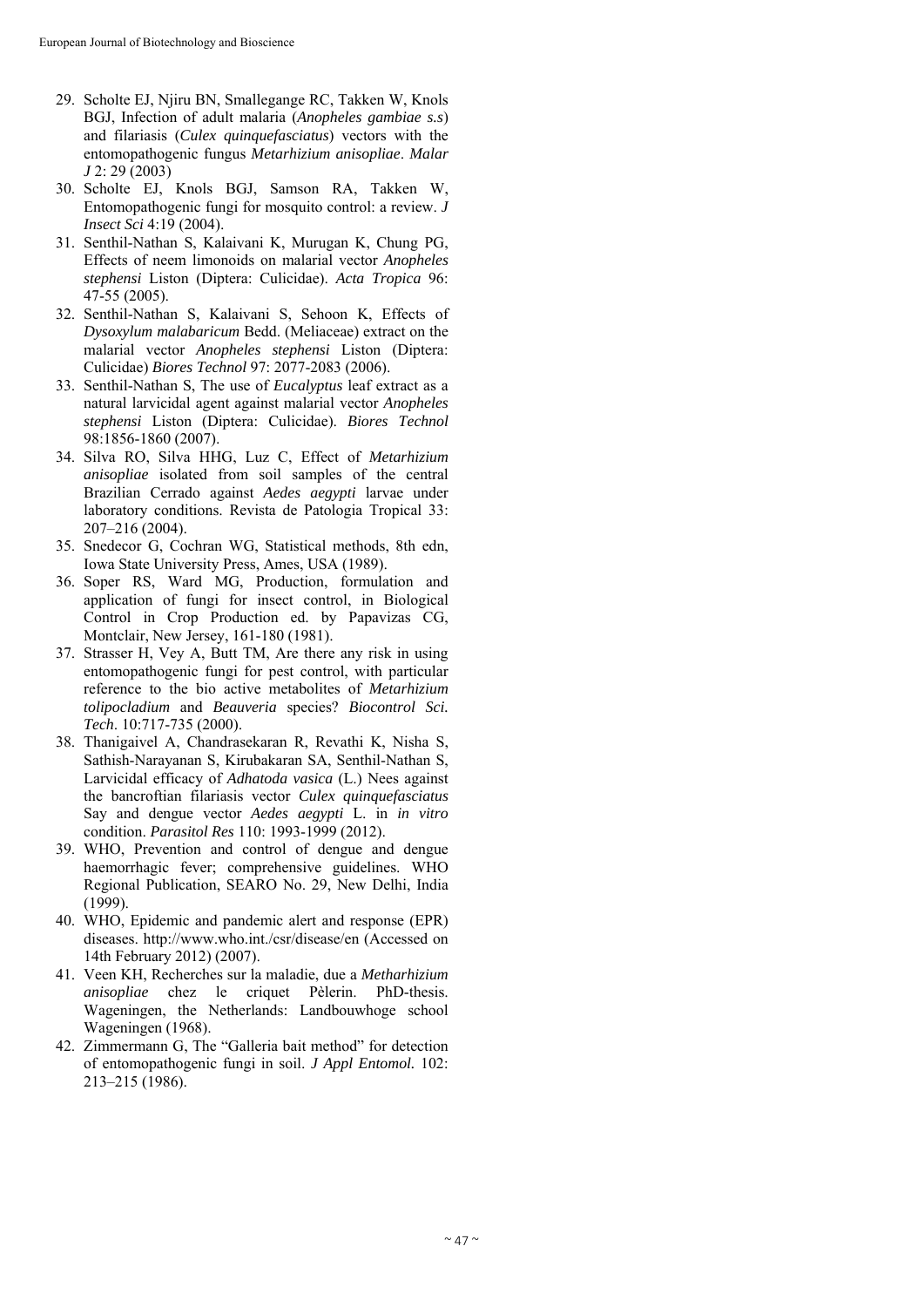29. Scholte EJ, Njiru BN, Smallegange RC, Takken W, Knols BGJ, Infection of adult malaria (*Anopheles gambiae s.s*) and filariasis (*Culex quinquefasciatus*) vectors with the entomopathogenic fungus *Metarhizium anisopliae*. *Malar J* 2: 29 (2003)
30. Scholte EJ, Knols BGJ, Samson RA, Takken W, Entomopathogenic fungi for mosquito control: a review. *J Insect Sci* 4:19 (2004).
31. Senthil-Nathan S, Kalaivani K, Murugan K, Chung PG, Effects of neem limonoids on malarial vector *Anopheles stephensi* Liston (Diptera: Culicidae). *Acta Tropica* 96: 47-55 (2005).
32. Senthil-Nathan S, Kalaivani S, Sehoon K, Effects of *Dysoxylum malabaricum* Bedd. (Meliaceae) extract on the malarial vector *Anopheles stephensi* Liston (Diptera: Culicidae) *Biores Technol* 97: 2077-2083 (2006).
33. Senthil-Nathan S, The use of *Eucalyptus* leaf extract as a natural larvicidal agent against malarial vector *Anopheles stephensi* Liston (Diptera: Culicidae). *Biores Technol* 98:1856-1860 (2007).
34. Silva RO, Silva HHG, Luz C, Effect of *Metarhizium anisopliae* isolated from soil samples of the central Brazilian Cerrado against *Aedes aegypti* larvae under laboratory conditions. Revista de Patologia Tropical 33: 207–216 (2004).
35. Snedecor G, Cochran WG, Statistical methods, 8th edn, Iowa State University Press, Ames, USA (1989).
36. Soper RS, Ward MG, Production, formulation and application of fungi for insect control, in Biological Control in Crop Production ed. by Papavizas CG, Montclair, New Jersey, 161-180 (1981).
37. Strasser H, Vey A, Butt TM, Are there any risk in using entomopathogenic fungi for pest control, with particular reference to the bio active metabolites of *Metarhizium tolipocladium* and *Beauveria* species? *Biocontrol Sci. Tech*. 10:717-735 (2000).
38. Thanigaivel A, Chandrasekaran R, Revathi K, Nisha S, Sathish-Narayanan S, Kirubakaran SA, Senthil-Nathan S, Larvicidal efficacy of *Adhatoda vasica* (L.) Nees against the bancroftian filariasis vector *Culex quinquefasciatus* Say and dengue vector *Aedes aegypti* L. in *in vitro* condition. *Parasitol Res* 110: 1993-1999 (2012).
39. WHO, Prevention and control of dengue and dengue haemorrhagic fever; comprehensive guidelines. WHO Regional Publication, SEARO No. 29, New Delhi, India (1999).
40. WHO, Epidemic and pandemic alert and response (EPR) diseases. http://www.who.int./csr/disease/en (Accessed on 14th February 2012) (2007).
41. Veen KH, Recherches sur la maladie, due a *Metharhizium anisopliae* chez le criquet Pèlerin. PhD-thesis. Wageningen, the Netherlands: Landbouwhoge school Wageningen (1968).
42. Zimmermann G, The "Galleria bait method" for detection of entomopathogenic fungi in soil. *J Appl Entomol.* 102: 213–215 (1986).